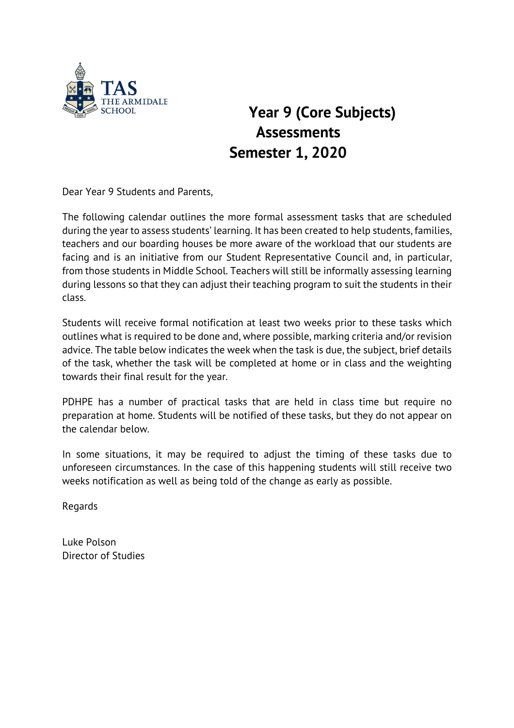TAS
THE ARMIDALE SCHOOL

# Year 9 (Core Subjects) Assessments Semester 1, 2020

Dear Year 9 Students and Parents,

The following calendar outlines the more formal assessment tasks that are scheduled during the year to assess students' learning. It has been created to help students, families, teachers and our boarding houses be more aware of the workload that our students are facing and is an initiative from our Student Representative Council and, in particular, from those students in Middle School. Teachers will still be informally assessing learning during lessons so that they can adjust their teaching program to suit the students in their class.

Students will receive formal notification at least two weeks prior to these tasks which outlines what is required to be done and, where possible, marking criteria and/or revision advice. The table below indicates the week when the task is due, the subject, brief details of the task, whether the task will be completed at home or in class and the weighting towards their final result for the year.

PDHPE has a number of practical tasks that are held in class time but require no preparation at home. Students will be notified of these tasks, but they do not appear on the calendar below.

In some situations, it may be required to adjust the timing of these tasks due to unforeseen circumstances. In the case of this happening students will still receive two weeks notification as well as being told of the change as early as possible.

Regards

Luke Polson
Director of Studies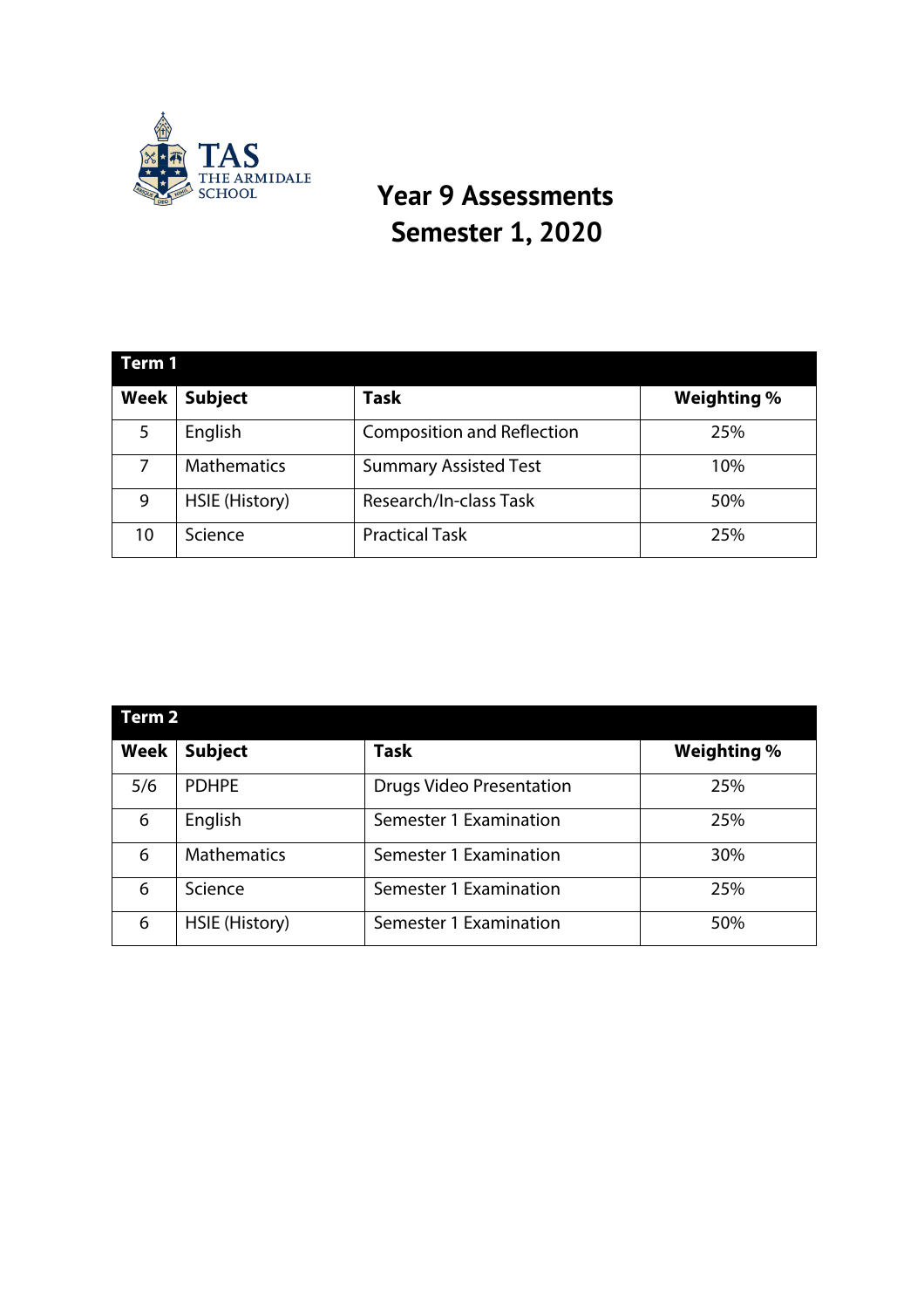TAS
THE ARMIDALE SCHOOL

# Year 9 Assessments
# Semester 1, 2020

| Term 1 | | | |
|---|---|---|---|
| **Week** | **Subject** | **Task** | **Weighting %** |
| 5 | English | Composition and Reflection | 25% |
| 7 | Mathematics | Summary Assisted Test | 10% |
| 9 | HSIE (History) | Research/In-class Task | 50% |
| 10 | Science | Practical Task | 25% |

| Term 2 | | | |
|---|---|---|---|
| **Week** | **Subject** | **Task** | **Weighting %** |
| 5/6 | PDHPE | Drugs Video Presentation | 25% |
| 6 | English | Semester 1 Examination | 25% |
| 6 | Mathematics | Semester 1 Examination | 30% |
| 6 | Science | Semester 1 Examination | 25% |
| 6 | HSIE (History) | Semester 1 Examination | 50% |